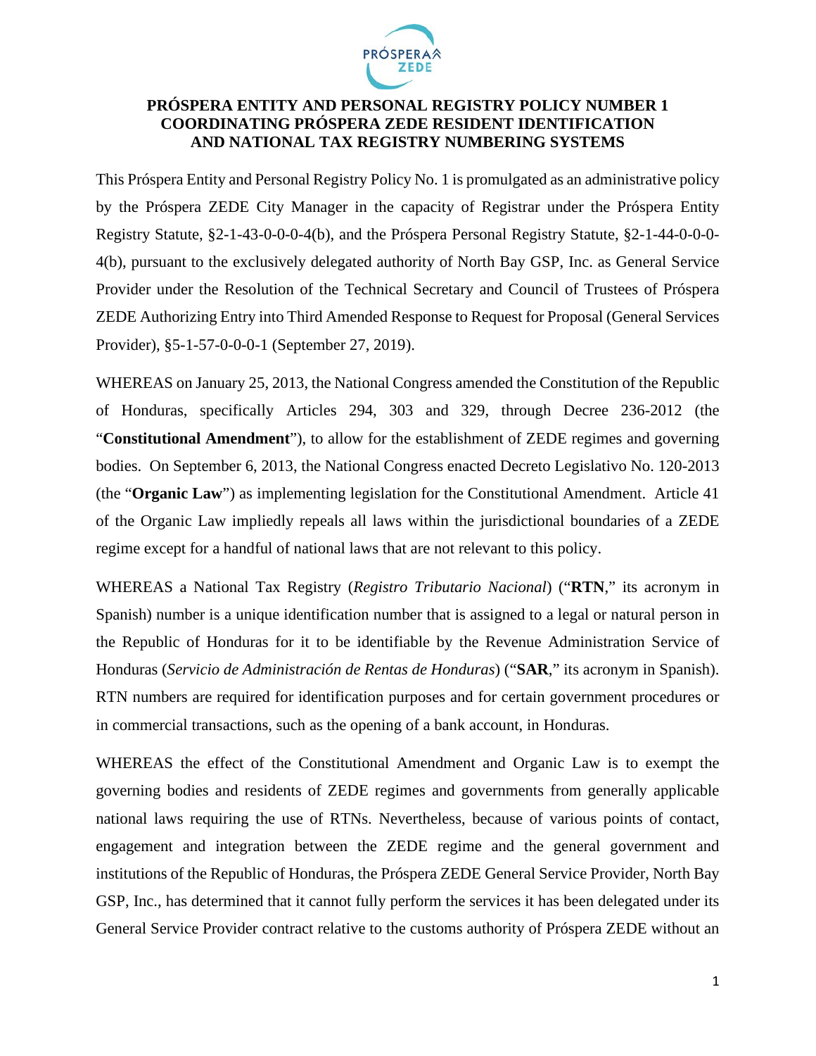# PRÓSPERA ENTITY AND PERSONAL REGISTRY POLICY NUMBER 1 COORDINATING PRÓSPERA ZEDE RESIDENT IDENTIFICATION AND NATIONAL TAX REGISTRY NUMBERING SYSTEMS

This Próspera Entity and Personal Registry Policy No. 1 is promulgated as an administrative policy by the Próspera ZEDE City Manager in the capacity of Registrar under the Próspera Entity Registry Statute, §2-1-43-0-0-0-4(b), and the Próspera Personal Registry Statute, §2-1-44-0-0-0-4(b), pursuant to the exclusively delegated authority of North Bay GSP, Inc. as General Service Provider under the Resolution of the Technical Secretary and Council of Trustees of Próspera ZEDE Authorizing Entry into Third Amended Response to Request for Proposal (General Services Provider), §5-1-57-0-0-0-1 (September 27, 2019).

WHEREAS on January 25, 2013, the National Congress amended the Constitution of the Republic of Honduras, specifically Articles 294, 303 and 329, through Decree 236-2012 (the "**Constitutional Amendment**"), to allow for the establishment of ZEDE regimes and governing bodies. On September 6, 2013, the National Congress enacted Decreto Legislativo No. 120-2013 (the "**Organic Law**") as implementing legislation for the Constitutional Amendment. Article 41 of the Organic Law impliedly repeals all laws within the jurisdictional boundaries of a ZEDE regime except for a handful of national laws that are not relevant to this policy.

WHEREAS a National Tax Registry (*Registro Tributario Nacional*) ("**RTN**," its acronym in Spanish) number is a unique identification number that is assigned to a legal or natural person in the Republic of Honduras for it to be identifiable by the Revenue Administration Service of Honduras (*Servicio de Administración de Rentas de Honduras*) ("**SAR**," its acronym in Spanish). RTN numbers are required for identification purposes and for certain government procedures or in commercial transactions, such as the opening of a bank account, in Honduras.

WHEREAS the effect of the Constitutional Amendment and Organic Law is to exempt the governing bodies and residents of ZEDE regimes and governments from generally applicable national laws requiring the use of RTNs. Nevertheless, because of various points of contact, engagement and integration between the ZEDE regime and the general government and institutions of the Republic of Honduras, the Próspera ZEDE General Service Provider, North Bay GSP, Inc., has determined that it cannot fully perform the services it has been delegated under its General Service Provider contract relative to the customs authority of Próspera ZEDE without an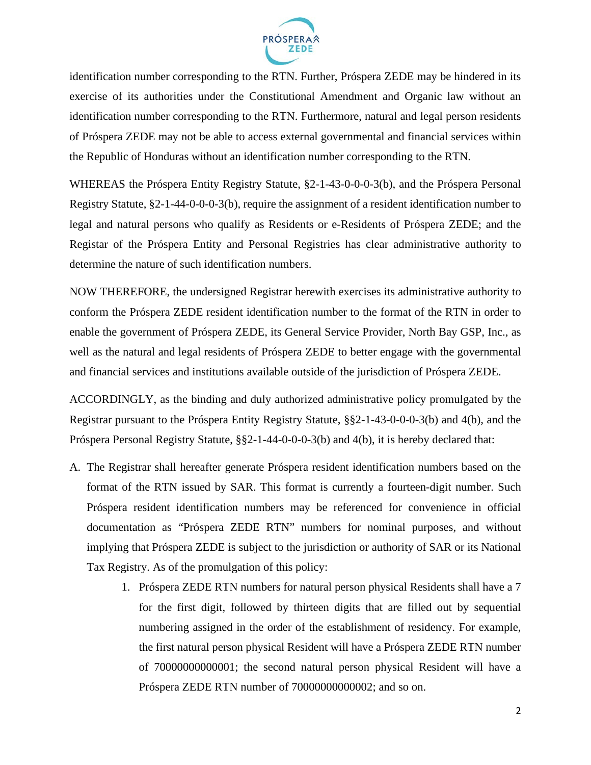identification number corresponding to the RTN. Further, Próspera ZEDE may be hindered in its exercise of its authorities under the Constitutional Amendment and Organic law without an identification number corresponding to the RTN. Furthermore, natural and legal person residents of Próspera ZEDE may not be able to access external governmental and financial services within the Republic of Honduras without an identification number corresponding to the RTN.

WHEREAS the Próspera Entity Registry Statute, §2-1-43-0-0-0-3(b), and the Próspera Personal Registry Statute, §2-1-44-0-0-0-3(b), require the assignment of a resident identification number to legal and natural persons who qualify as Residents or e-Residents of Próspera ZEDE; and the Registar of the Próspera Entity and Personal Registries has clear administrative authority to determine the nature of such identification numbers.

NOW THEREFORE, the undersigned Registrar herewith exercises its administrative authority to conform the Próspera ZEDE resident identification number to the format of the RTN in order to enable the government of Próspera ZEDE, its General Service Provider, North Bay GSP, Inc., as well as the natural and legal residents of Próspera ZEDE to better engage with the governmental and financial services and institutions available outside of the jurisdiction of Próspera ZEDE.

ACCORDINGLY, as the binding and duly authorized administrative policy promulgated by the Registrar pursuant to the Próspera Entity Registry Statute, §§2-1-43-0-0-0-3(b) and 4(b), and the Próspera Personal Registry Statute, §§2-1-44-0-0-0-3(b) and 4(b), it is hereby declared that:

A. The Registrar shall hereafter generate Próspera resident identification numbers based on the format of the RTN issued by SAR. This format is currently a fourteen-digit number. Such Próspera resident identification numbers may be referenced for convenience in official documentation as "Próspera ZEDE RTN" numbers for nominal purposes, and without implying that Próspera ZEDE is subject to the jurisdiction or authority of SAR or its National Tax Registry. As of the promulgation of this policy:

    1. Próspera ZEDE RTN numbers for natural person physical Residents shall have a 7 for the first digit, followed by thirteen digits that are filled out by sequential numbering assigned in the order of the establishment of residency. For example, the first natural person physical Resident will have a Próspera ZEDE RTN number of 70000000000001; the second natural person physical Resident will have a Próspera ZEDE RTN number of 70000000000002; and so on.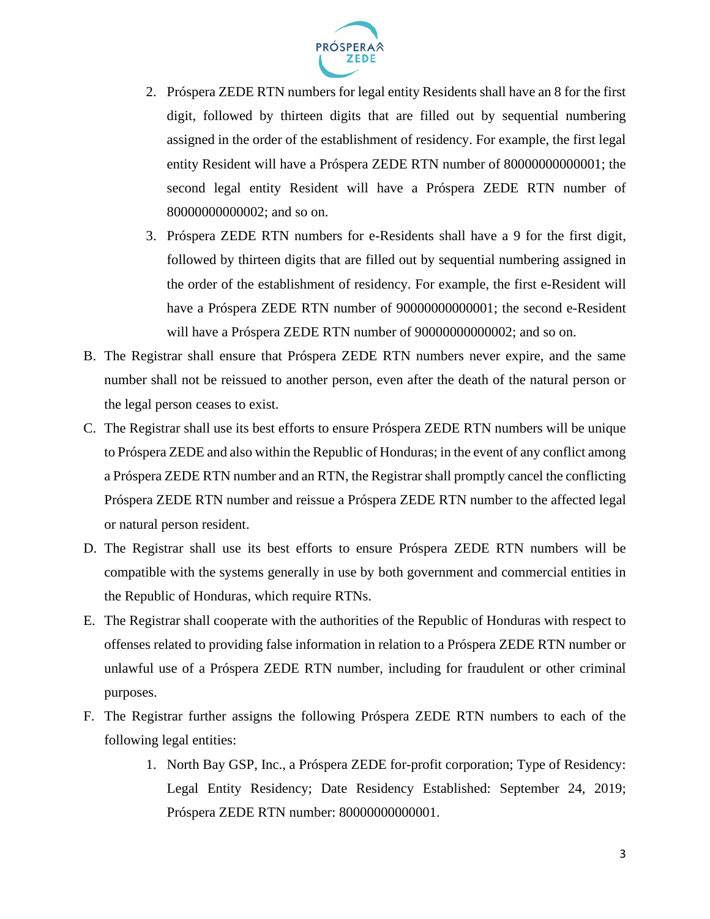2. Próspera ZEDE RTN numbers for legal entity Residents shall have an 8 for the first digit, followed by thirteen digits that are filled out by sequential numbering assigned in the order of the establishment of residency. For example, the first legal entity Resident will have a Próspera ZEDE RTN number of 80000000000001; the second legal entity Resident will have a Próspera ZEDE RTN number of 80000000000002; and so on.
3. Próspera ZEDE RTN numbers for e-Residents shall have a 9 for the first digit, followed by thirteen digits that are filled out by sequential numbering assigned in the order of the establishment of residency. For example, the first e-Resident will have a Próspera ZEDE RTN number of 90000000000001; the second e-Resident will have a Próspera ZEDE RTN number of 90000000000002; and so on.

B. The Registrar shall ensure that Próspera ZEDE RTN numbers never expire, and the same number shall not be reissued to another person, even after the death of the natural person or the legal person ceases to exist.

C. The Registrar shall use its best efforts to ensure Próspera ZEDE RTN numbers will be unique to Próspera ZEDE and also within the Republic of Honduras; in the event of any conflict among a Próspera ZEDE RTN number and an RTN, the Registrar shall promptly cancel the conflicting Próspera ZEDE RTN number and reissue a Próspera ZEDE RTN number to the affected legal or natural person resident.

D. The Registrar shall use its best efforts to ensure Próspera ZEDE RTN numbers will be compatible with the systems generally in use by both government and commercial entities in the Republic of Honduras, which require RTNs.

E. The Registrar shall cooperate with the authorities of the Republic of Honduras with respect to offenses related to providing false information in relation to a Próspera ZEDE RTN number or unlawful use of a Próspera ZEDE RTN number, including for fraudulent or other criminal purposes.

F. The Registrar further assigns the following Próspera ZEDE RTN numbers to each of the following legal entities:

1. North Bay GSP, Inc., a Próspera ZEDE for-profit corporation; Type of Residency: Legal Entity Residency; Date Residency Established: September 24, 2019; Próspera ZEDE RTN number: 80000000000001.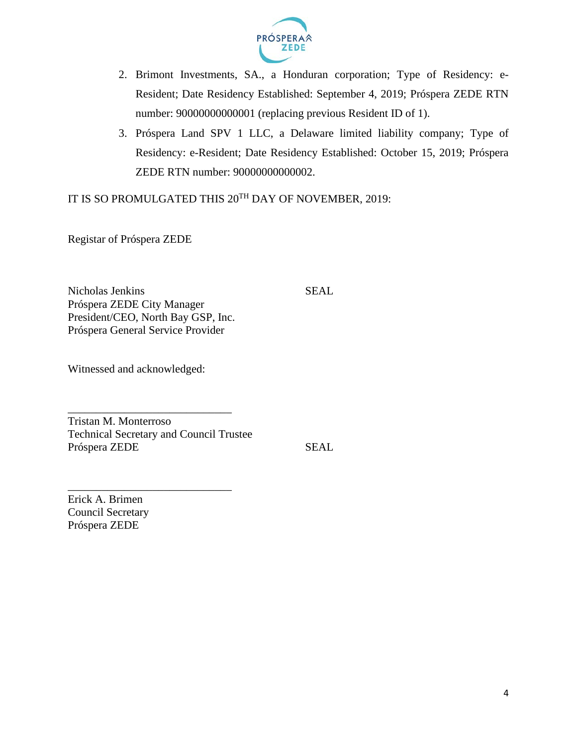2. Brimont Investments, SA., a Honduran corporation; Type of Residency: e-Resident; Date Residency Established: September 4, 2019; Próspera ZEDE RTN number: 90000000000001 (replacing previous Resident ID of 1).
3. Próspera Land SPV 1 LLC, a Delaware limited liability company; Type of Residency: e-Resident; Date Residency Established: October 15, 2019; Próspera ZEDE RTN number: 90000000000002.

IT IS SO PROMULGATED THIS 20TH DAY OF NOVEMBER, 2019:

Registar of Próspera ZEDE

Nicholas Jenkins  
Próspera ZEDE City Manager  
President/CEO, North Bay GSP, Inc.  
Próspera General Service Provider

SEAL

Witnessed and acknowledged:

\_\_\_\_\_\_\_\_\_\_\_\_\_\_\_\_\_\_\_\_\_\_\_\_\_\_\_\_\_\_

Tristan M. Monterroso  
Technical Secretary and Council Trustee  
Próspera ZEDE

SEAL

\_\_\_\_\_\_\_\_\_\_\_\_\_\_\_\_\_\_\_\_\_\_\_\_\_\_\_\_\_\_

Erick A. Brimen  
Council Secretary  
Próspera ZEDE